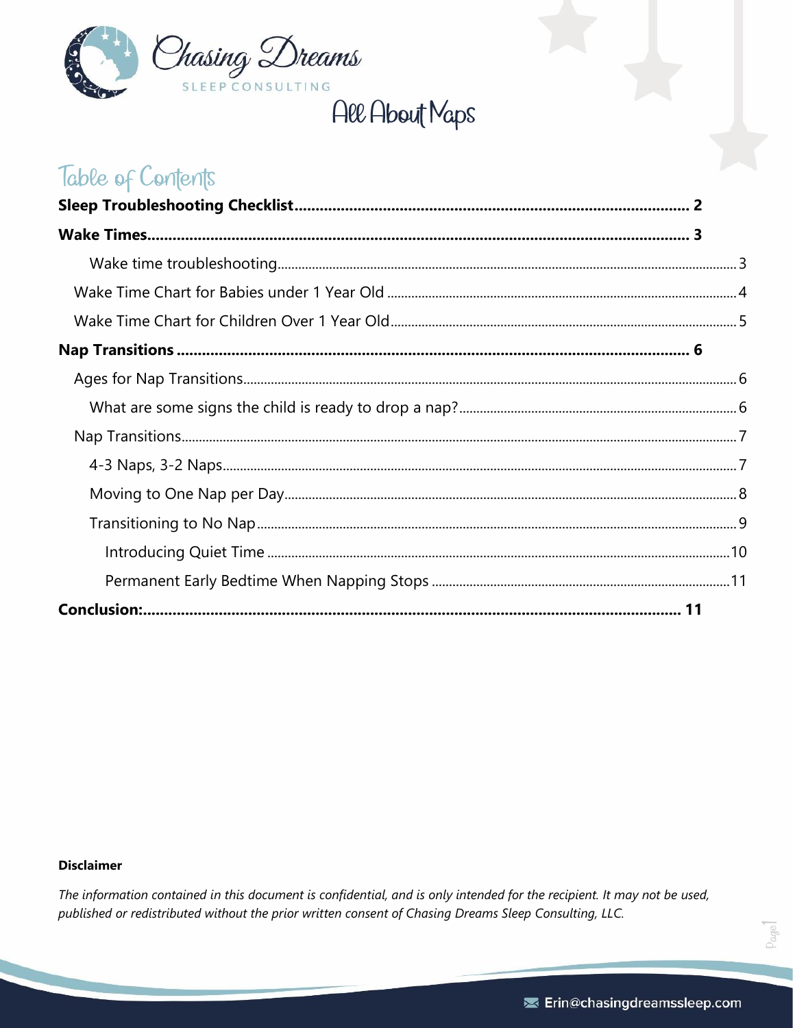Chasing Dreams

SLEEP CONSULTING

# All About Naps

## Table of Contents

**Sleep Troubleshooting Checklist............................................................................................ 2**

**Wake Times................................................................................................................................ 3**

- Wake time troubleshooting................................................................................................................ 3
- Wake Time Chart for Babies under 1 Year Old ................................................................................ 4
- Wake Time Chart for Children Over 1 Year Old............................................................................... 5

**Nap Transitions ......................................................................................................................... 6**

- Ages for Nap Transitions.................................................................................................................... 6
  - What are some signs the child is ready to drop a nap?.............................................................. 6
- Nap Transitions..................................................................................................................................... 7
  - 4-3 Naps, 3-2 Naps............................................................................................................................ 7
  - Moving to One Nap per Day............................................................................................................. 8
  - Transitioning to No Nap..................................................................................................................... 9
    - Introducing Quiet Time ................................................................................................................. 10
    - Permanent Early Bedtime When Napping Stops ....................................................................... 11

**Conclusion:................................................................................................................................ 11**

**Disclaimer**

*The information contained in this document is confidential, and is only intended for the recipient. It may not be used, published or redistributed without the prior written consent of Chasing Dreams Sleep Consulting, LLC.*

Erin@chasingdreamssleep.com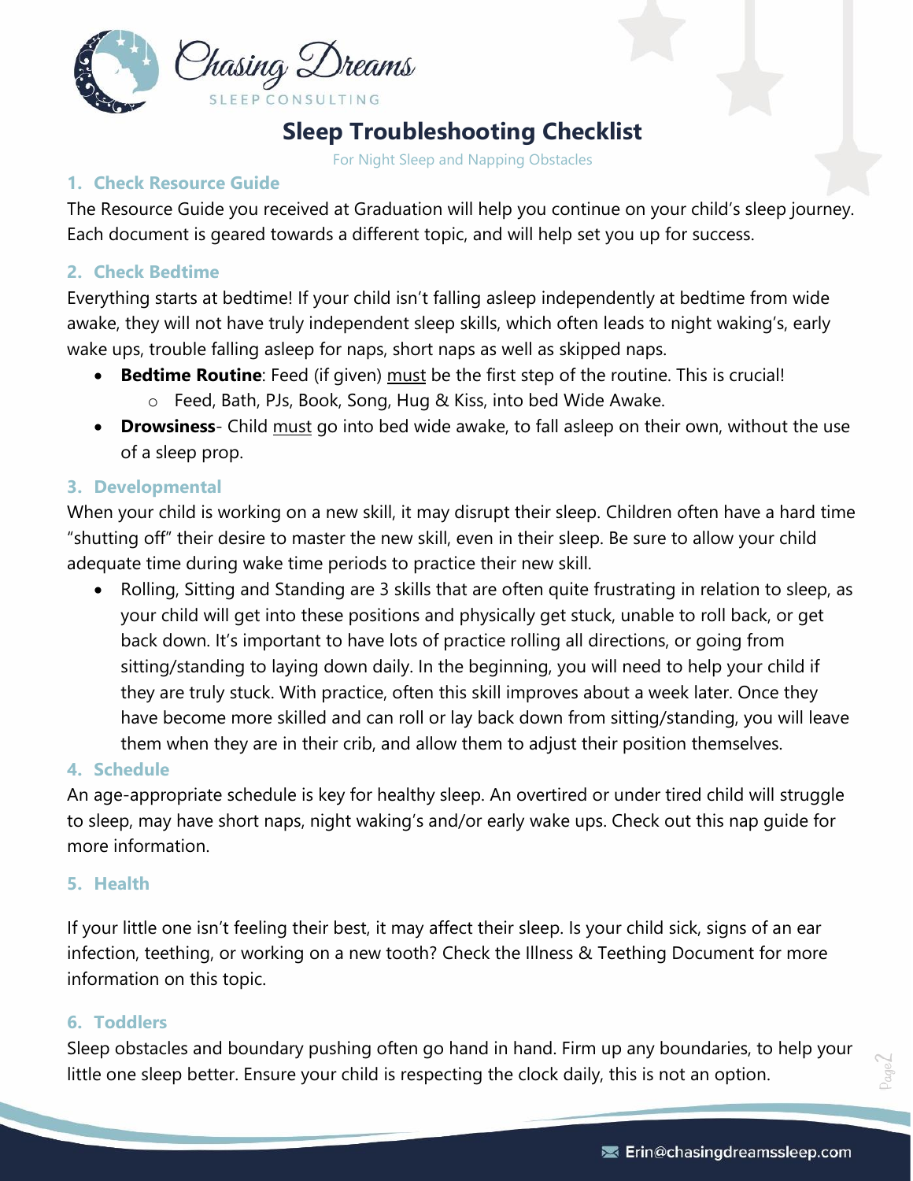# Sleep Troubleshooting Checklist

For Night Sleep and Napping Obstacles

## 1. Check Resource Guide

The Resource Guide you received at Graduation will help you continue on your child's sleep journey. Each document is geared towards a different topic, and will help set you up for success.

## 2. Check Bedtime

Everything starts at bedtime! If your child isn't falling asleep independently at bedtime from wide awake, they will not have truly independent sleep skills, which often leads to night waking's, early wake ups, trouble falling asleep for naps, short naps as well as skipped naps.

- **Bedtime Routine**: Feed (if given) <u>must</u> be the first step of the routine. This is crucial!
  - Feed, Bath, PJs, Book, Song, Hug & Kiss, into bed Wide Awake.
- **Drowsiness**- Child <u>must</u> go into bed wide awake, to fall asleep on their own, without the use of a sleep prop.

## 3. Developmental

When your child is working on a new skill, it may disrupt their sleep. Children often have a hard time "shutting off" their desire to master the new skill, even in their sleep. Be sure to allow your child adequate time during wake time periods to practice their new skill.

- Rolling, Sitting and Standing are 3 skills that are often quite frustrating in relation to sleep, as your child will get into these positions and physically get stuck, unable to roll back, or get back down. It's important to have lots of practice rolling all directions, or going from sitting/standing to laying down daily. In the beginning, you will need to help your child if they are truly stuck. With practice, often this skill improves about a week later. Once they have become more skilled and can roll or lay back down from sitting/standing, you will leave them when they are in their crib, and allow them to adjust their position themselves.

## 4. Schedule

An age-appropriate schedule is key for healthy sleep. An overtired or under tired child will struggle to sleep, may have short naps, night waking's and/or early wake ups. Check out this nap guide for more information.

## 5. Health

If your little one isn't feeling their best, it may affect their sleep. Is your child sick, signs of an ear infection, teething, or working on a new tooth? Check the Illness & Teething Document for more information on this topic.

## 6. Toddlers

Sleep obstacles and boundary pushing often go hand in hand. Firm up any boundaries, to help your little one sleep better. Ensure your child is respecting the clock daily, this is not an option.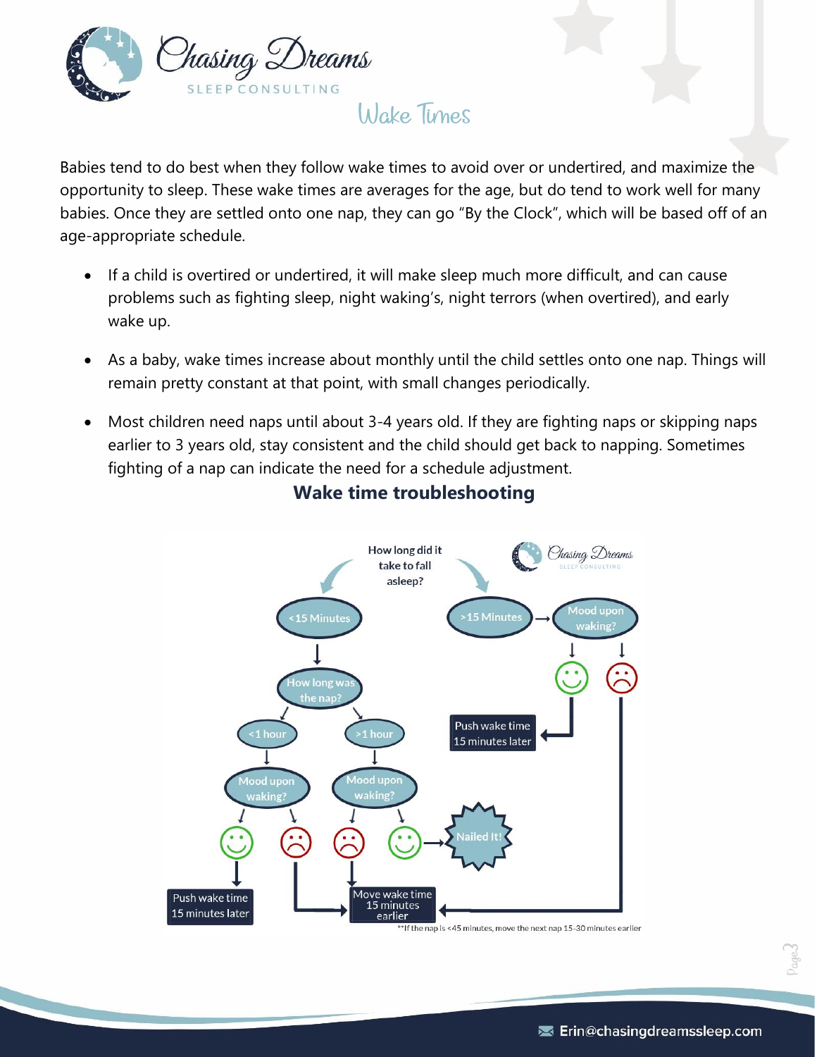# Wake Times

Babies tend to do best when they follow wake times to avoid over or undertired, and maximize the opportunity to sleep. These wake times are averages for the age, but do tend to work well for many babies. Once they are settled onto one nap, they can go "By the Clock", which will be based off of an age-appropriate schedule.

- If a child is overtired or undertired, it will make sleep much more difficult, and can cause problems such as fighting sleep, night waking's, night terrors (when overtired), and early wake up.
- As a baby, wake times increase about monthly until the child settles onto one nap. Things will remain pretty constant at that point, with small changes periodically.
- Most children need naps until about 3-4 years old. If they are fighting naps or skipping naps earlier to 3 years old, stay consistent and the child should get back to napping. Sometimes fighting of a nap can indicate the need for a schedule adjustment.

## Wake time troubleshooting

How long did it take to fall asleep?

- <15 Minutes → How long was the nap?
  - <1 hour → Mood upon waking?
    - Happy → Push wake time 15 minutes later
    - Unhappy → Move wake time 15 minutes earlier
  - >1 hour → Mood upon waking?
    - Unhappy → Move wake time 15 minutes earlier
    - Happy → Nailed It!
- >15 Minutes → Mood upon waking?
  - Happy → Push wake time 15 minutes later
  - Unhappy → Move wake time 15 minutes earlier

**If the nap is <45 minutes, move the next nap 15-30 minutes earlier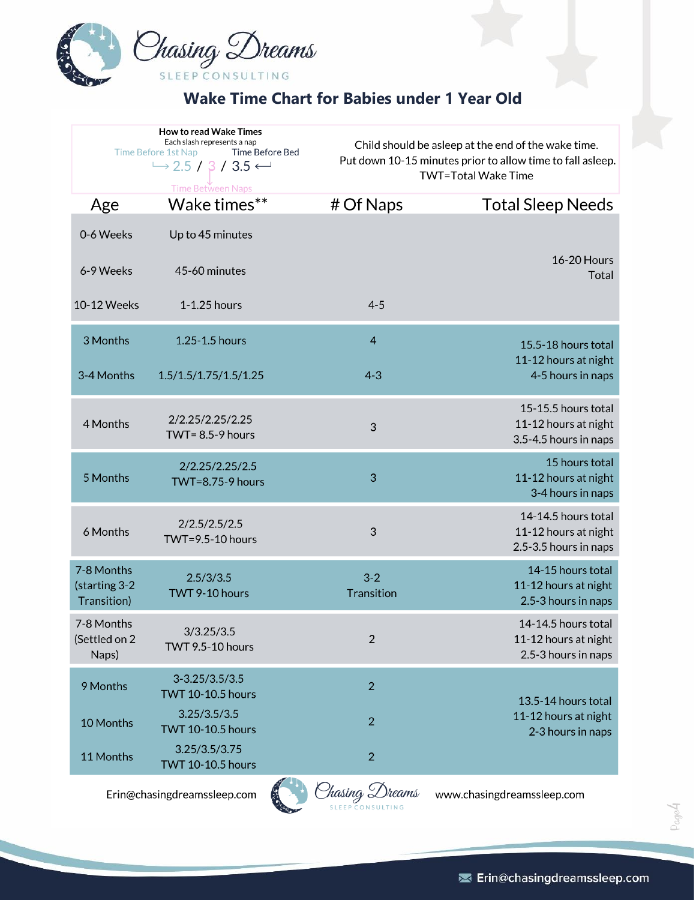Chasing Dreams

SLEEP CONSULTING

# Wake Time Chart for Babies under 1 Year Old

**How to read Wake Times**
Each slash represents a nap

Time Before 1st Nap → 2.5 / 3 / 3.5 ← Time Before Bed

3 = Time Between Naps

Child should be asleep at the end of the wake time.
Put down 10-15 minutes prior to allow time to fall asleep.
TWT=Total Wake Time

| Age | Wake times** | # Of Naps | Total Sleep Needs |
|---|---|---|---|
| 0-6 Weeks | Up to 45 minutes | | 16-20 Hours Total |
| 6-9 Weeks | 45-60 minutes | | |
| 10-12 Weeks | 1-1.25 hours | 4-5 | |
| 3 Months | 1.25-1.5 hours | 4 | 15.5-18 hours total<br>11-12 hours at night<br>4-5 hours in naps |
| 3-4 Months | 1.5/1.5/1.75/1.5/1.25 | 4-3 | |
| 4 Months | 2/2.25/2.25/2.25<br>TWT= 8.5-9 hours | 3 | 15-15.5 hours total<br>11-12 hours at night<br>3.5-4.5 hours in naps |
| 5 Months | 2/2.25/2.25/2.5<br>TWT=8.75-9 hours | 3 | 15 hours total<br>11-12 hours at night<br>3-4 hours in naps |
| 6 Months | 2/2.5/2.5/2.5<br>TWT=9.5-10 hours | 3 | 14-14.5 hours total<br>11-12 hours at night<br>2.5-3.5 hours in naps |
| 7-8 Months (starting 3-2 Transition) | 2.5/3/3.5<br>TWT 9-10 hours | 3-2 Transition | 14-15 hours total<br>11-12 hours at night<br>2.5-3 hours in naps |
| 7-8 Months (Settled on 2 Naps) | 3/3.25/3.5<br>TWT 9.5-10 hours | 2 | 14-14.5 hours total<br>11-12 hours at night<br>2.5-3 hours in naps |
| 9 Months | 3-3.25/3.5/3.5<br>TWT 10-10.5 hours | 2 | 13.5-14 hours total<br>11-12 hours at night<br>2-3 hours in naps |
| 10 Months | 3.25/3.5/3.5<br>TWT 10-10.5 hours | 2 | |
| 11 Months | 3.25/3.5/3.75<br>TWT 10-10.5 hours | 2 | |

Erin@chasingdreamssleep.com Chasing Dreams SLEEP CONSULTING www.chasingdreamssleep.com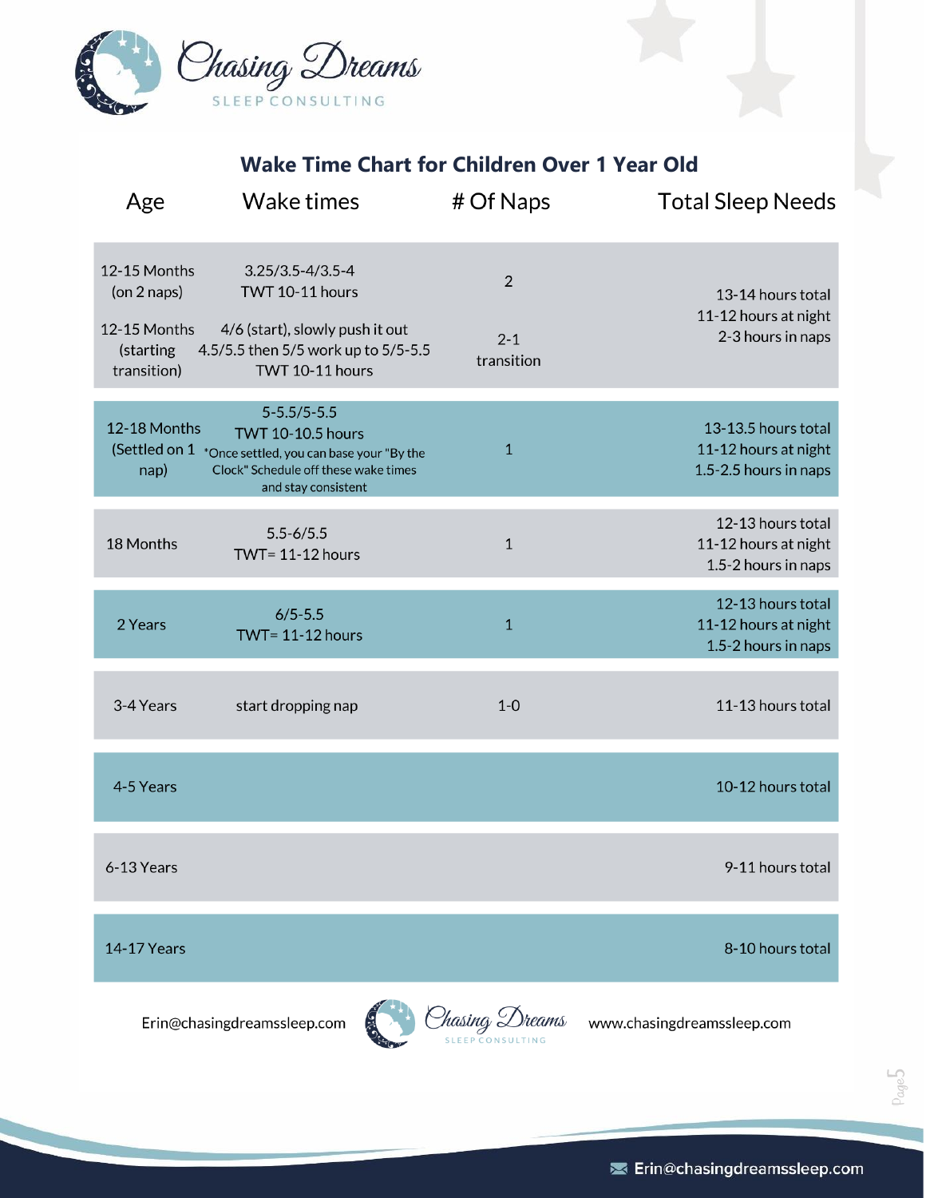# Chasing Dreams

SLEEP CONSULTING

## Wake Time Chart for Children Over 1 Year Old

| Age | Wake times | # Of Naps | Total Sleep Needs |
|---|---|---|---|
| 12-15 Months (on 2 naps) | 3.25/3.5-4/3.5-4 TWT 10-11 hours | 2 | 13-14 hours total 11-12 hours at night 2-3 hours in naps |
| 12-15 Months (starting transition) | 4/6 (start), slowly push it out 4.5/5.5 then 5/5 work up to 5/5-5.5 TWT 10-11 hours | 2-1 transition | |
| 12-18 Months (Settled on 1 nap) | 5-5.5/5-5.5 TWT 10-10.5 hours *Once settled, you can base your "By the Clock" Schedule off these wake times and stay consistent | 1 | 13-13.5 hours total 11-12 hours at night 1.5-2.5 hours in naps |
| 18 Months | 5.5-6/5.5 TWT= 11-12 hours | 1 | 12-13 hours total 11-12 hours at night 1.5-2 hours in naps |
| 2 Years | 6/5-5.5 TWT= 11-12 hours | 1 | 12-13 hours total 11-12 hours at night 1.5-2 hours in naps |
| 3-4 Years | start dropping nap | 1-0 | 11-13 hours total |
| 4-5 Years | | | 10-12 hours total |
| 6-13 Years | | | 9-11 hours total |
| 14-17 Years | | | 8-10 hours total |

Erin@chasingdreamssleep.com www.chasingdreamssleep.com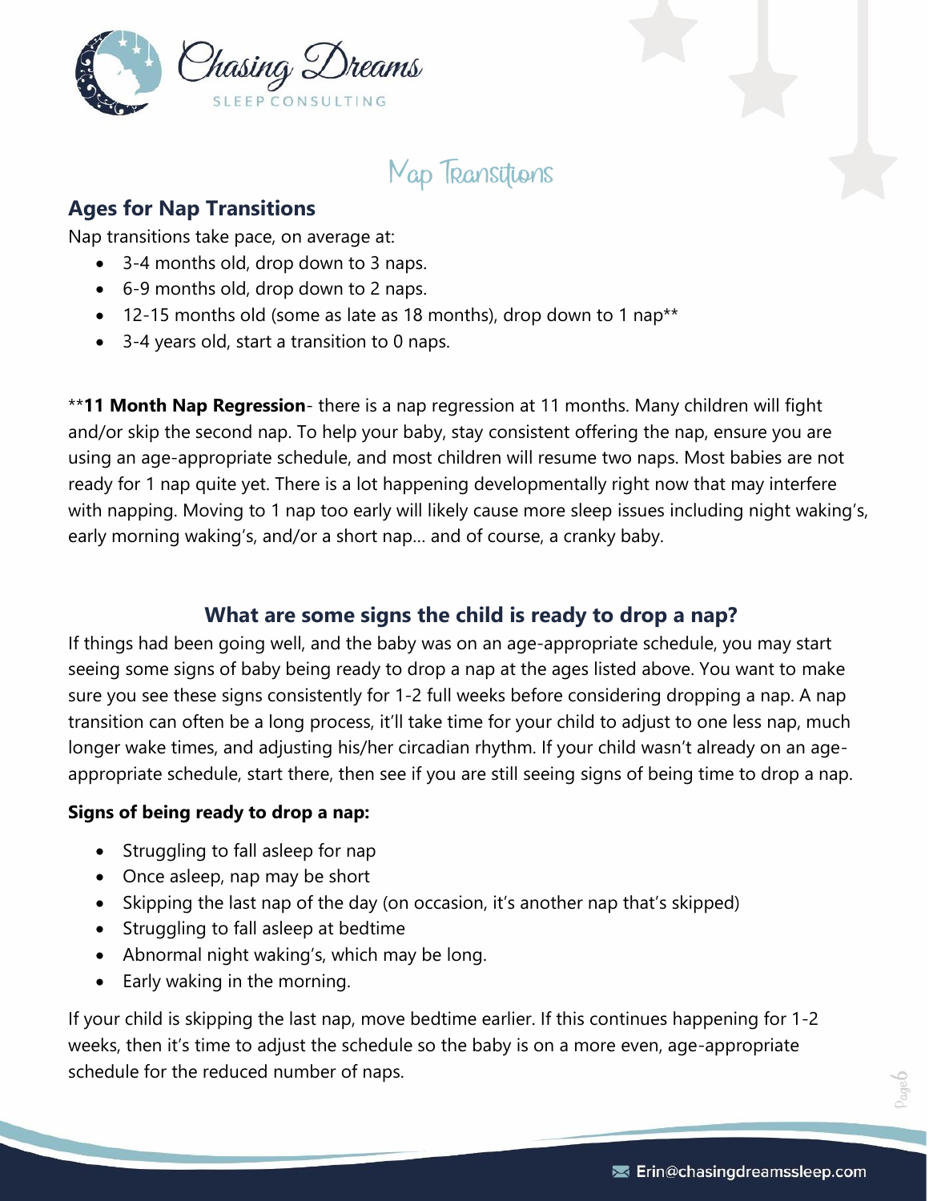# Nap Transitions

## Ages for Nap Transitions

Nap transitions take pace, on average at:

- 3-4 months old, drop down to 3 naps.
- 6-9 months old, drop down to 2 naps.
- 12-15 months old (some as late as 18 months), drop down to 1 nap**
- 3-4 years old, start a transition to 0 naps.

****11 Month Nap Regression**- there is a nap regression at 11 months. Many children will fight and/or skip the second nap. To help your baby, stay consistent offering the nap, ensure you are using an age-appropriate schedule, and most children will resume two naps. Most babies are not ready for 1 nap quite yet. There is a lot happening developmentally right now that may interfere with napping. Moving to 1 nap too early will likely cause more sleep issues including night waking's, early morning waking's, and/or a short nap… and of course, a cranky baby.

## What are some signs the child is ready to drop a nap?

If things had been going well, and the baby was on an age-appropriate schedule, you may start seeing some signs of baby being ready to drop a nap at the ages listed above. You want to make sure you see these signs consistently for 1-2 full weeks before considering dropping a nap. A nap transition can often be a long process, it'll take time for your child to adjust to one less nap, much longer wake times, and adjusting his/her circadian rhythm. If your child wasn't already on an age-appropriate schedule, start there, then see if you are still seeing signs of being time to drop a nap.

**Signs of being ready to drop a nap:**

- Struggling to fall asleep for nap
- Once asleep, nap may be short
- Skipping the last nap of the day (on occasion, it's another nap that's skipped)
- Struggling to fall asleep at bedtime
- Abnormal night waking's, which may be long.
- Early waking in the morning.

If your child is skipping the last nap, move bedtime earlier. If this continues happening for 1-2 weeks, then it's time to adjust the schedule so the baby is on a more even, age-appropriate schedule for the reduced number of naps.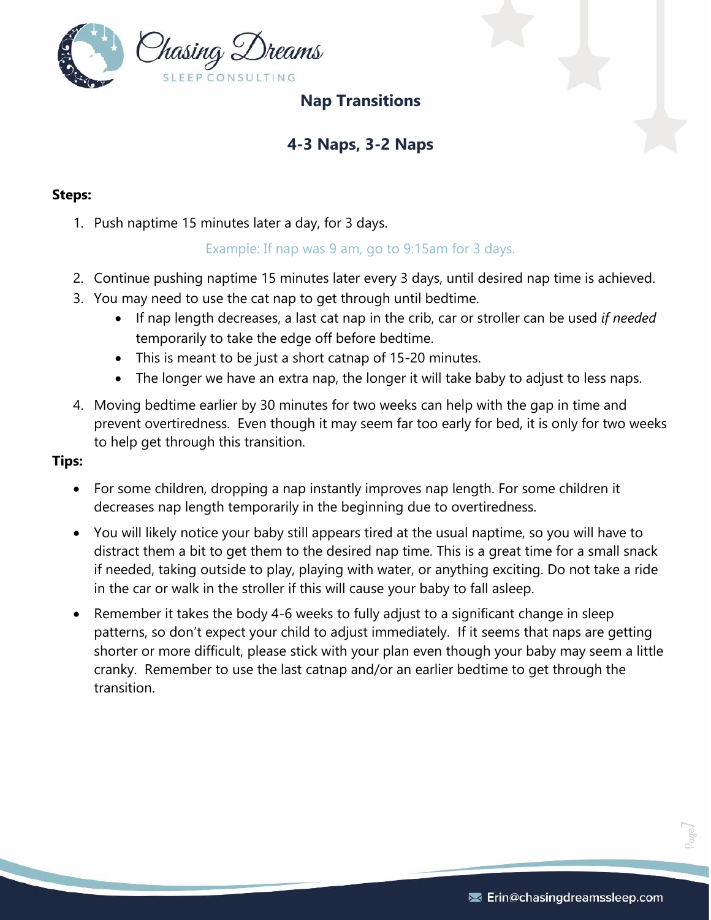## Nap Transitions

## 4-3 Naps, 3-2 Naps

**Steps:**

1. Push naptime 15 minutes later a day, for 3 days.

   Example: If nap was 9 am, go to 9:15am for 3 days.

2. Continue pushing naptime 15 minutes later every 3 days, until desired nap time is achieved.
3. You may need to use the cat nap to get through until bedtime.
   - If nap length decreases, a last cat nap in the crib, car or stroller can be used *if needed* temporarily to take the edge off before bedtime.
   - This is meant to be just a short catnap of 15-20 minutes.
   - The longer we have an extra nap, the longer it will take baby to adjust to less naps.
4. Moving bedtime earlier by 30 minutes for two weeks can help with the gap in time and prevent overtiredness. Even though it may seem far too early for bed, it is only for two weeks to help get through this transition.

**Tips:**

- For some children, dropping a nap instantly improves nap length. For some children it decreases nap length temporarily in the beginning due to overtiredness.
- You will likely notice your baby still appears tired at the usual naptime, so you will have to distract them a bit to get them to the desired nap time. This is a great time for a small snack if needed, taking outside to play, playing with water, or anything exciting. Do not take a ride in the car or walk in the stroller if this will cause your baby to fall asleep.
- Remember it takes the body 4-6 weeks to fully adjust to a significant change in sleep patterns, so don't expect your child to adjust immediately. If it seems that naps are getting shorter or more difficult, please stick with your plan even though your baby may seem a little cranky. Remember to use the last catnap and/or an earlier bedtime to get through the transition.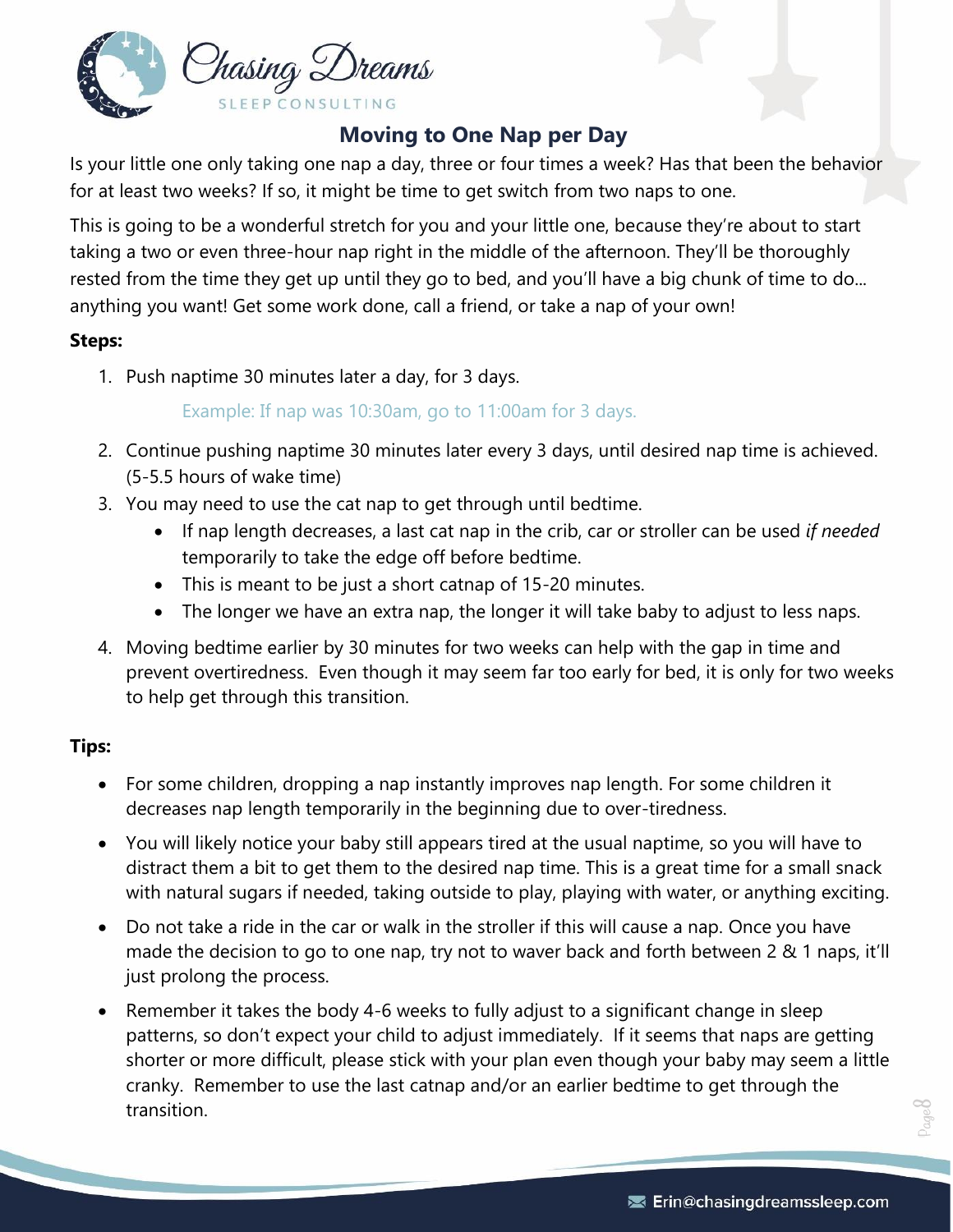## Moving to One Nap per Day

Is your little one only taking one nap a day, three or four times a week? Has that been the behavior for at least two weeks? If so, it might be time to get switch from two naps to one.

This is going to be a wonderful stretch for you and your little one, because they're about to start taking a two or even three-hour nap right in the middle of the afternoon. They'll be thoroughly rested from the time they get up until they go to bed, and you'll have a big chunk of time to do... anything you want! Get some work done, call a friend, or take a nap of your own!

**Steps:**

1. Push naptime 30 minutes later a day, for 3 days.

   Example: If nap was 10:30am, go to 11:00am for 3 days.

2. Continue pushing naptime 30 minutes later every 3 days, until desired nap time is achieved. (5-5.5 hours of wake time)
3. You may need to use the cat nap to get through until bedtime.
   - If nap length decreases, a last cat nap in the crib, car or stroller can be used *if needed* temporarily to take the edge off before bedtime.
   - This is meant to be just a short catnap of 15-20 minutes.
   - The longer we have an extra nap, the longer it will take baby to adjust to less naps.
4. Moving bedtime earlier by 30 minutes for two weeks can help with the gap in time and prevent overtiredness. Even though it may seem far too early for bed, it is only for two weeks to help get through this transition.

**Tips:**

- For some children, dropping a nap instantly improves nap length. For some children it decreases nap length temporarily in the beginning due to over-tiredness.
- You will likely notice your baby still appears tired at the usual naptime, so you will have to distract them a bit to get them to the desired nap time. This is a great time for a small snack with natural sugars if needed, taking outside to play, playing with water, or anything exciting.
- Do not take a ride in the car or walk in the stroller if this will cause a nap. Once you have made the decision to go to one nap, try not to waver back and forth between 2 & 1 naps, it'll just prolong the process.
- Remember it takes the body 4-6 weeks to fully adjust to a significant change in sleep patterns, so don't expect your child to adjust immediately. If it seems that naps are getting shorter or more difficult, please stick with your plan even though your baby may seem a little cranky. Remember to use the last catnap and/or an earlier bedtime to get through the transition.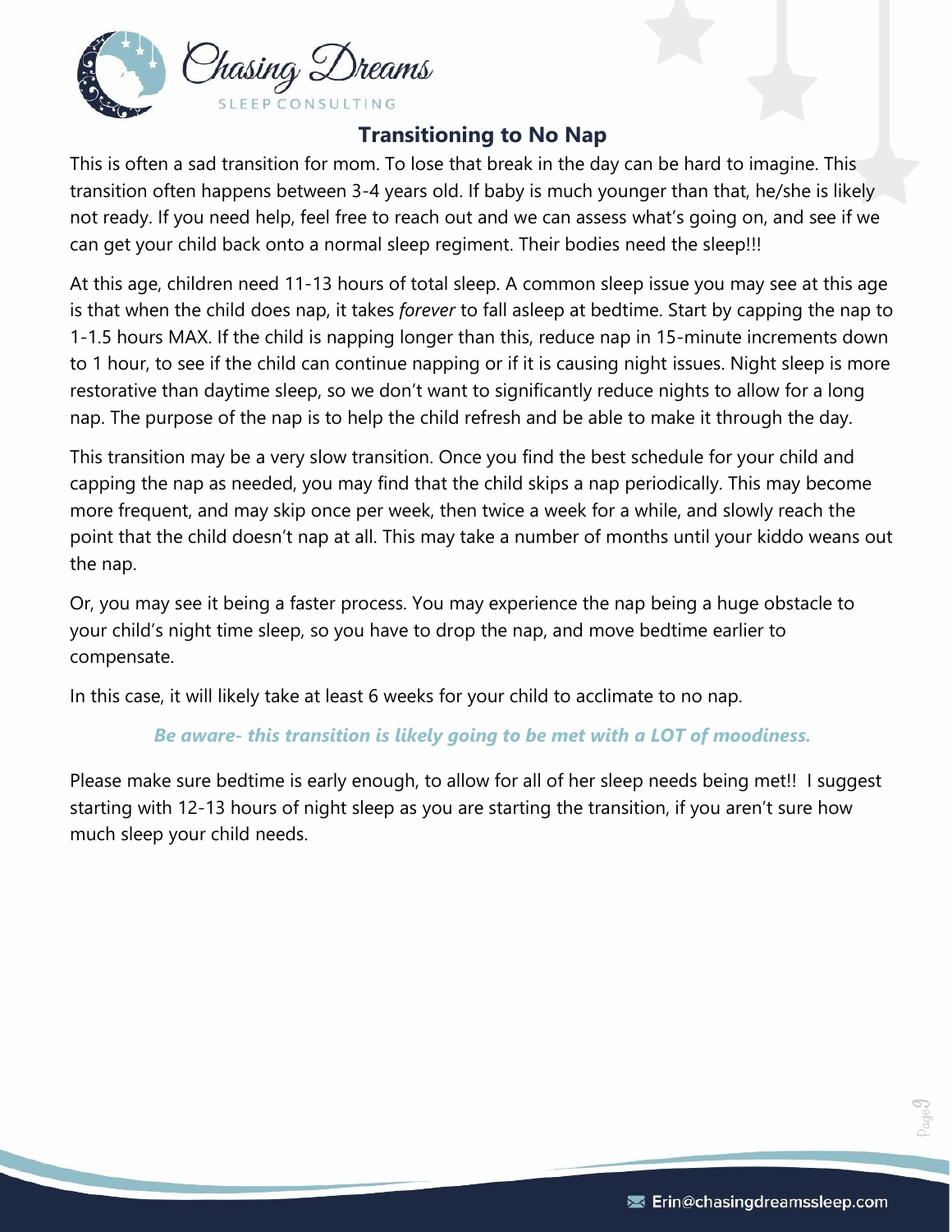## Transitioning to No Nap

This is often a sad transition for mom. To lose that break in the day can be hard to imagine. This transition often happens between 3-4 years old. If baby is much younger than that, he/she is likely not ready. If you need help, feel free to reach out and we can assess what's going on, and see if we can get your child back onto a normal sleep regiment. Their bodies need the sleep!!!

At this age, children need 11-13 hours of total sleep. A common sleep issue you may see at this age is that when the child does nap, it takes *forever* to fall asleep at bedtime. Start by capping the nap to 1-1.5 hours MAX. If the child is napping longer than this, reduce nap in 15-minute increments down to 1 hour, to see if the child can continue napping or if it is causing night issues. Night sleep is more restorative than daytime sleep, so we don't want to significantly reduce nights to allow for a long nap. The purpose of the nap is to help the child refresh and be able to make it through the day.

This transition may be a very slow transition. Once you find the best schedule for your child and capping the nap as needed, you may find that the child skips a nap periodically. This may become more frequent, and may skip once per week, then twice a week for a while, and slowly reach the point that the child doesn't nap at all. This may take a number of months until your kiddo weans out the nap.

Or, you may see it being a faster process. You may experience the nap being a huge obstacle to your child's night time sleep, so you have to drop the nap, and move bedtime earlier to compensate.

In this case, it will likely take at least 6 weeks for your child to acclimate to no nap.

***Be aware- this transition is likely going to be met with a LOT of moodiness.***

Please make sure bedtime is early enough, to allow for all of her sleep needs being met!! I suggest starting with 12-13 hours of night sleep as you are starting the transition, if you aren't sure how much sleep your child needs.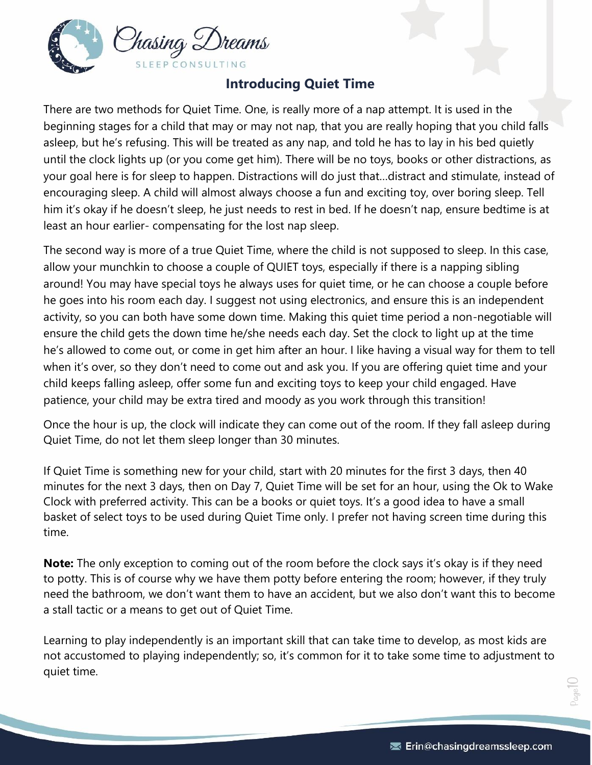## Introducing Quiet Time

There are two methods for Quiet Time. One, is really more of a nap attempt. It is used in the beginning stages for a child that may or may not nap, that you are really hoping that you child falls asleep, but he's refusing. This will be treated as any nap, and told he has to lay in his bed quietly until the clock lights up (or you come get him). There will be no toys, books or other distractions, as your goal here is for sleep to happen. Distractions will do just that…distract and stimulate, instead of encouraging sleep. A child will almost always choose a fun and exciting toy, over boring sleep. Tell him it's okay if he doesn't sleep, he just needs to rest in bed. If he doesn't nap, ensure bedtime is at least an hour earlier- compensating for the lost nap sleep.

The second way is more of a true Quiet Time, where the child is not supposed to sleep. In this case, allow your munchkin to choose a couple of QUIET toys, especially if there is a napping sibling around! You may have special toys he always uses for quiet time, or he can choose a couple before he goes into his room each day. I suggest not using electronics, and ensure this is an independent activity, so you can both have some down time. Making this quiet time period a non-negotiable will ensure the child gets the down time he/she needs each day. Set the clock to light up at the time he's allowed to come out, or come in get him after an hour. I like having a visual way for them to tell when it's over, so they don't need to come out and ask you. If you are offering quiet time and your child keeps falling asleep, offer some fun and exciting toys to keep your child engaged. Have patience, your child may be extra tired and moody as you work through this transition!

Once the hour is up, the clock will indicate they can come out of the room. If they fall asleep during Quiet Time, do not let them sleep longer than 30 minutes.

If Quiet Time is something new for your child, start with 20 minutes for the first 3 days, then 40 minutes for the next 3 days, then on Day 7, Quiet Time will be set for an hour, using the Ok to Wake Clock with preferred activity. This can be a books or quiet toys. It's a good idea to have a small basket of select toys to be used during Quiet Time only. I prefer not having screen time during this time.

**Note:** The only exception to coming out of the room before the clock says it's okay is if they need to potty. This is of course why we have them potty before entering the room; however, if they truly need the bathroom, we don't want them to have an accident, but we also don't want this to become a stall tactic or a means to get out of Quiet Time.

Learning to play independently is an important skill that can take time to develop, as most kids are not accustomed to playing independently; so, it's common for it to take some time to adjustment to quiet time.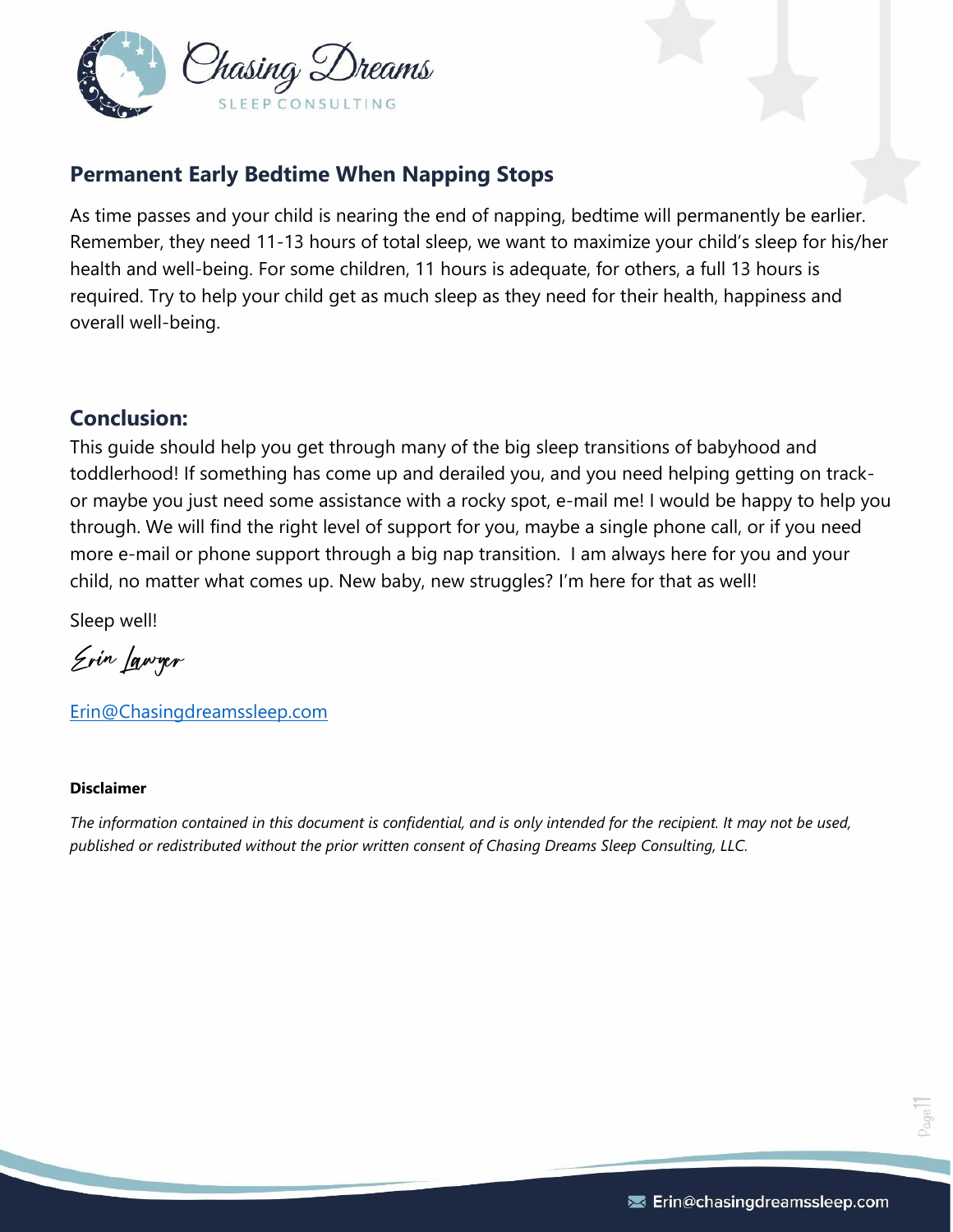## Permanent Early Bedtime When Napping Stops

As time passes and your child is nearing the end of napping, bedtime will permanently be earlier. Remember, they need 11-13 hours of total sleep, we want to maximize your child's sleep for his/her health and well-being. For some children, 11 hours is adequate, for others, a full 13 hours is required. Try to help your child get as much sleep as they need for their health, happiness and overall well-being.

## Conclusion:

This guide should help you get through many of the big sleep transitions of babyhood and toddlerhood! If something has come up and derailed you, and you need helping getting on track- or maybe you just need some assistance with a rocky spot, e-mail me! I would be happy to help you through. We will find the right level of support for you, maybe a single phone call, or if you need more e-mail or phone support through a big nap transition. I am always here for you and your child, no matter what comes up. New baby, new struggles? I'm here for that as well!

Sleep well!

Erin Lawyer

Erin@Chasingdreamssleep.com

**Disclaimer**

*The information contained in this document is confidential, and is only intended for the recipient. It may not be used, published or redistributed without the prior written consent of Chasing Dreams Sleep Consulting, LLC.*